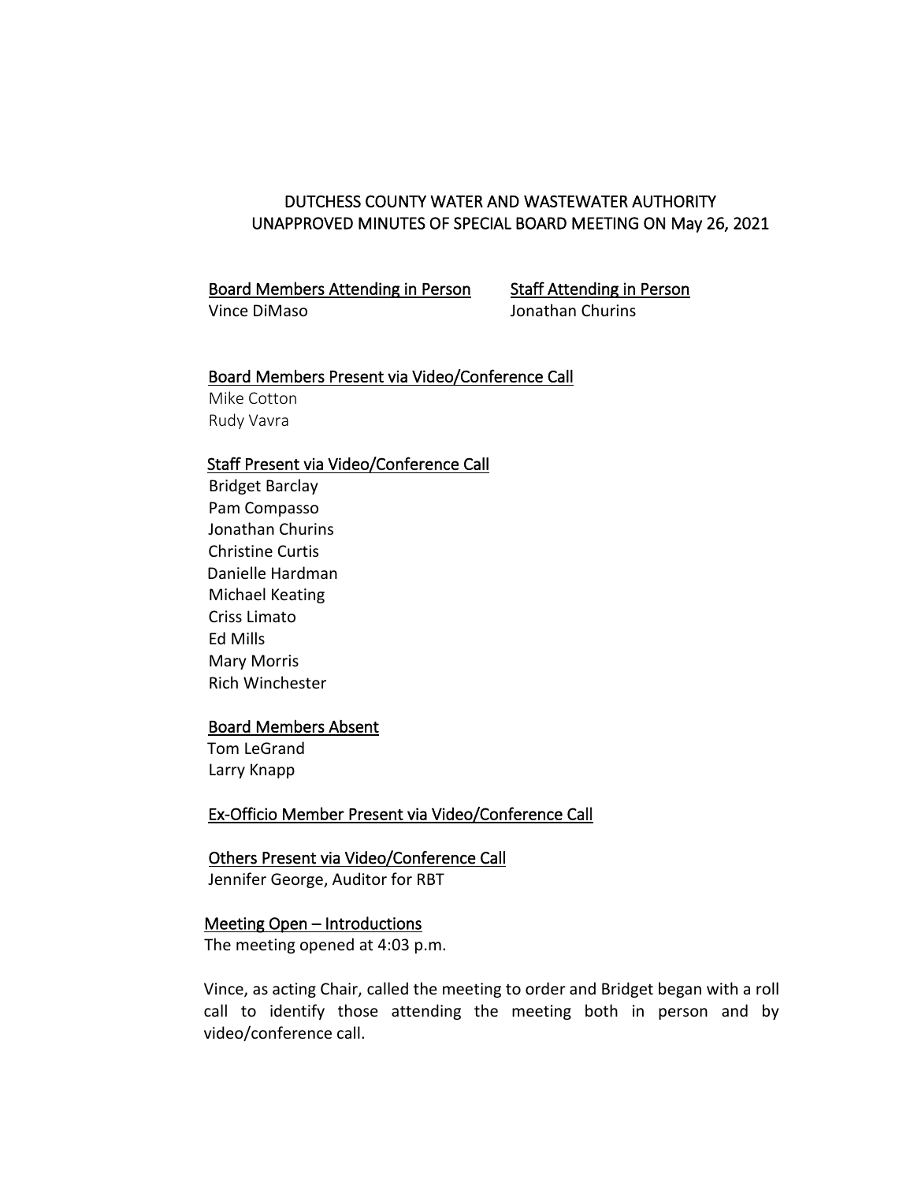# DUTCHESS COUNTY WATER AND WASTEWATER AUTHORITY
## UNAPPROVED MINUTES OF SPECIAL BOARD MEETING ON May 26, 2021

**Board Members Attending in Person**
Vince DiMaso

**Staff Attending in Person**
Jonathan Churins

**Board Members Present via Video/Conference Call**
Mike Cotton
Rudy Vavra

**Staff Present via Video/Conference Call**
Bridget Barclay
Pam Compasso
Jonathan Churins
Christine Curtis
Danielle Hardman
Michael Keating
Criss Limato
Ed Mills
Mary Morris
Rich Winchester

**Board Members Absent**
Tom LeGrand
Larry Knapp

**Ex-Officio Member Present via Video/Conference Call**

**Others Present via Video/Conference Call**
Jennifer George, Auditor for RBT

**Meeting Open – Introductions**
The meeting opened at 4:03 p.m.

Vince, as acting Chair, called the meeting to order and Bridget began with a roll call to identify those attending the meeting both in person and by video/conference call.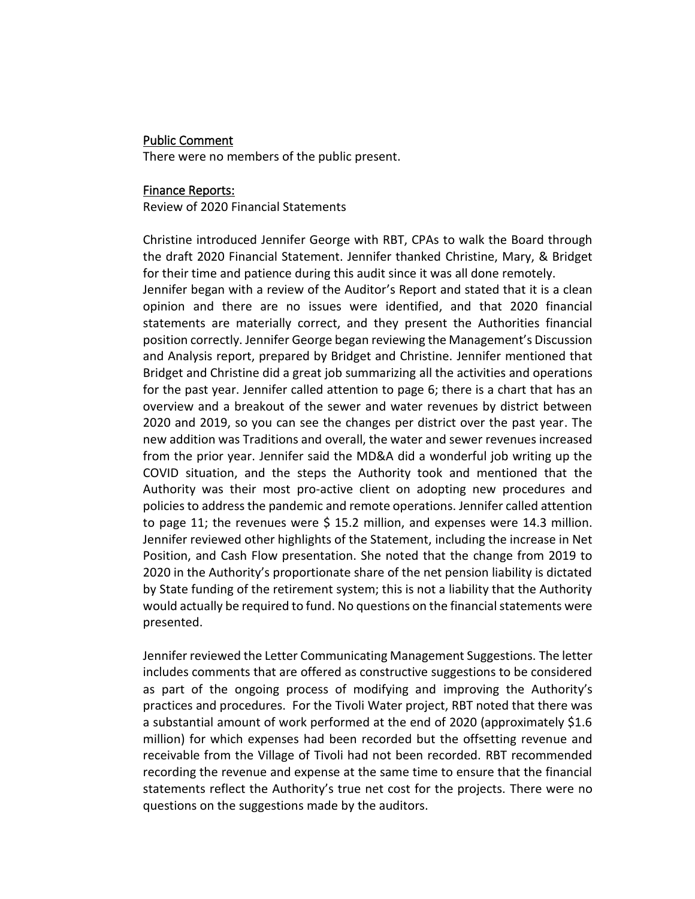## Public Comment

There were no members of the public present.

## Finance Reports:

Review of 2020 Financial Statements

Christine introduced Jennifer George with RBT, CPAs to walk the Board through the draft 2020 Financial Statement. Jennifer thanked Christine, Mary, & Bridget for their time and patience during this audit since it was all done remotely.
Jennifer began with a review of the Auditor's Report and stated that it is a clean opinion and there are no issues were identified, and that 2020 financial statements are materially correct, and they present the Authorities financial position correctly. Jennifer George began reviewing the Management's Discussion and Analysis report, prepared by Bridget and Christine. Jennifer mentioned that Bridget and Christine did a great job summarizing all the activities and operations for the past year. Jennifer called attention to page 6; there is a chart that has an overview and a breakout of the sewer and water revenues by district between 2020 and 2019, so you can see the changes per district over the past year. The new addition was Traditions and overall, the water and sewer revenues increased from the prior year. Jennifer said the MD&A did a wonderful job writing up the COVID situation, and the steps the Authority took and mentioned that the Authority was their most pro-active client on adopting new procedures and policies to address the pandemic and remote operations. Jennifer called attention to page 11; the revenues were $ 15.2 million, and expenses were 14.3 million. Jennifer reviewed other highlights of the Statement, including the increase in Net Position, and Cash Flow presentation. She noted that the change from 2019 to 2020 in the Authority's proportionate share of the net pension liability is dictated by State funding of the retirement system; this is not a liability that the Authority would actually be required to fund. No questions on the financial statements were presented.

Jennifer reviewed the Letter Communicating Management Suggestions. The letter includes comments that are offered as constructive suggestions to be considered as part of the ongoing process of modifying and improving the Authority's practices and procedures. For the Tivoli Water project, RBT noted that there was a substantial amount of work performed at the end of 2020 (approximately $1.6 million) for which expenses had been recorded but the offsetting revenue and receivable from the Village of Tivoli had not been recorded. RBT recommended recording the revenue and expense at the same time to ensure that the financial statements reflect the Authority's true net cost for the projects. There were no questions on the suggestions made by the auditors.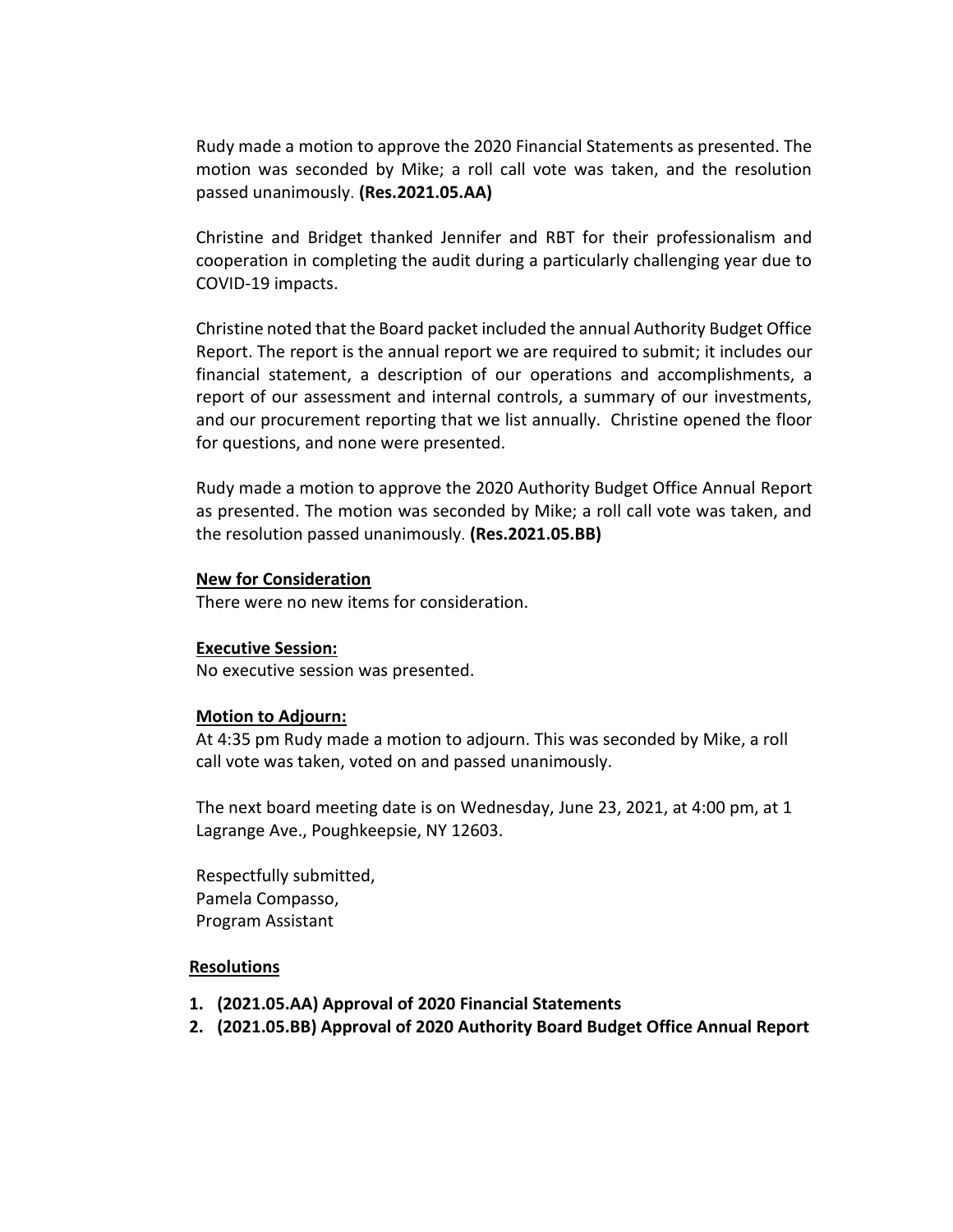Rudy made a motion to approve the 2020 Financial Statements as presented. The motion was seconded by Mike; a roll call vote was taken, and the resolution passed unanimously. **(Res.2021.05.AA)**

Christine and Bridget thanked Jennifer and RBT for their professionalism and cooperation in completing the audit during a particularly challenging year due to COVID-19 impacts.

Christine noted that the Board packet included the annual Authority Budget Office Report. The report is the annual report we are required to submit; it includes our financial statement, a description of our operations and accomplishments, a report of our assessment and internal controls, a summary of our investments, and our procurement reporting that we list annually. Christine opened the floor for questions, and none were presented.

Rudy made a motion to approve the 2020 Authority Budget Office Annual Report as presented. The motion was seconded by Mike; a roll call vote was taken, and the resolution passed unanimously. **(Res.2021.05.BB)**

**New for Consideration**

There were no new items for consideration.

**Executive Session:**

No executive session was presented.

**Motion to Adjourn:**

At 4:35 pm Rudy made a motion to adjourn. This was seconded by Mike, a roll call vote was taken, voted on and passed unanimously.

The next board meeting date is on Wednesday, June 23, 2021, at 4:00 pm, at 1 Lagrange Ave., Poughkeepsie, NY 12603.

Respectfully submitted,
Pamela Compasso,
Program Assistant

**Resolutions**

1. **(2021.05.AA) Approval of 2020 Financial Statements**
2. **(2021.05.BB) Approval of 2020 Authority Board Budget Office Annual Report**